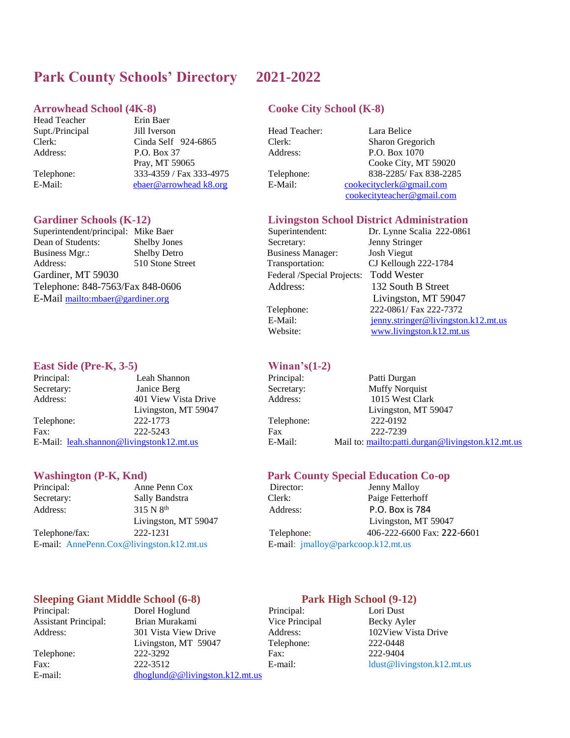# Park County Schools' Directory 2021-2022

## Arrowhead School (4K-8)

Head Teacher: Erin Baer
Supt./Principal: Jill Iverson
Clerk: Cinda Self 924-6865
Address: P.O. Box 37
Pray, MT 59065
Telephone: 333-4359 / Fax 333-4975
E-Mail: ebaer@arrowhead k8.org

## Cooke City School (K-8)

Head Teacher: Lara Belice
Clerk: Sharon Gregorich
Address: P.O. Box 1070
Cooke City, MT 59020
Telephone: 838-2285/ Fax 838-2285
E-Mail: cookecityclerk@gmail.com
cookecityteacher@gmail.com

## Gardiner Schools (K-12)

Superintendent/principal: Mike Baer
Dean of Students: Shelby Jones
Business Mgr.: Shelby Detro
Address: 510 Stone Street
Gardiner, MT 59030
Telephone: 848-7563/Fax 848-0606
E-Mail mailto:mbaer@gardiner.org

## Livingston School District Administration

Superintendent: Dr. Lynne Scalia 222-0861
Secretary: Jenny Stringer
Business Manager: Josh Viegut
Transportation: CJ Kellough 222-1784
Federal /Special Projects: Todd Wester
Address: 132 South B Street
Livingston, MT 59047
Telephone: 222-0861/ Fax 222-7372
E-Mail: jenny.stringer@livingston.k12.mt.us
Website: www.livingston.k12.mt.us

## East Side (Pre-K, 3-5)

Principal: Leah Shannon
Secretary: Janice Berg
Address: 401 View Vista Drive
Livingston, MT 59047
Telephone: 222-1773
Fax: 222-5243
E-Mail: leah.shannon@livingstonk12.mt.us

## Winan's(1-2)

Principal: Patti Durgan
Secretary: Muffy Norquist
Address: 1015 West Clark
Livingston, MT 59047
Telephone: 222-0192
Fax 222-7239
E-Mail: Mail to: mailto:patti.durgan@livingston.k12.mt.us

## Washington (P-K, Knd)

Principal: Anne Penn Cox
Secretary: Sally Bandstra
Address: 315 N 8th
Livingston, MT 59047
Telephone/fax: 222-1231
E-mail: AnnePenn.Cox@livingston.k12.mt.us

## Park County Special Education Co-op

Director: Jenny Malloy
Clerk: Paige Fetterhoff
Address: P.O. Box is 784
Livingston, MT 59047
Telephone: 406-222-6600 Fax: 222-6601
E-mail: jmalloy@parkcoop.k12.mt.us

## Sleeping Giant Middle School (6-8)

Principal: Dorel Hoglund
Assistant Principal: Brian Murakami
Address: 301 Vista View Drive
Livingston, MT 59047
Telephone: 222-3292
Fax: 222-3512
E-mail: dhoglund@@livingston.k12.mt.us

## Park High School (9-12)

Principal: Lori Dust
Vice Principal: Becky Ayler
Address: 102View Vista Drive
Telephone: 222-0448
Fax: 222-9404
E-mail: ldust@livingston.k12.mt.us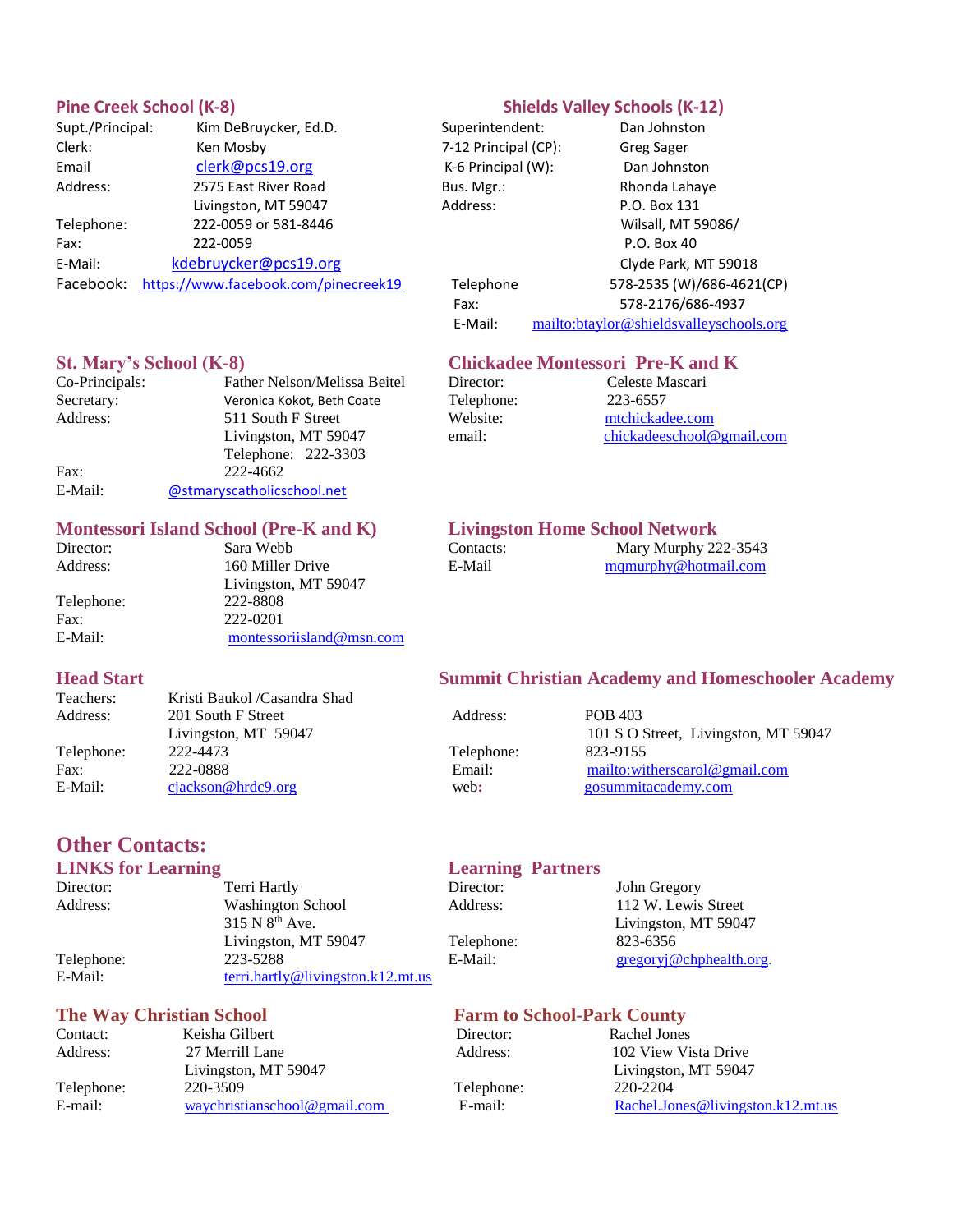## Pine Creek School (K-8)

Supt./Principal: Kim DeBruycker, Ed.D.
Clerk: Ken Mosby
Email clerk@pcs19.org
Address: 2575 East River Road
Livingston, MT 59047
Telephone: 222-0059 or 581-8446
Fax: 222-0059
E-Mail: kdebruycker@pcs19.org
Facebook: https://www.facebook.com/pinecreek19

## Shields Valley Schools (K-12)

Superintendent: Dan Johnston
7-12 Principal (CP): Greg Sager
K-6 Principal (W): Dan Johnston
Bus. Mgr.: Rhonda Lahaye
Address: P.O. Box 131
Wilsall, MT 59086/
P.O. Box 40
Clyde Park, MT 59018
Telephone 578-2535 (W)/686-4621(CP)
Fax: 578-2176/686-4937
E-Mail: mailto:btaylor@shieldsvalleyschools.org

## St. Mary's School (K-8)

Co-Principals: Father Nelson/Melissa Beitel
Secretary: Veronica Kokot, Beth Coate
Address: 511 South F Street
Livingston, MT 59047
Telephone: 222-3303
Fax: 222-4662
E-Mail: @stmaryscatholicschool.net

## Chickadee Montessori Pre-K and K

Director: Celeste Mascari
Telephone: 223-6557
Website: mtchickadee.com
email: chickadeeschool@gmail.com

## Montessori Island School (Pre-K and K)

Director: Sara Webb
Address: 160 Miller Drive
Livingston, MT 59047
Telephone: 222-8808
Fax: 222-0201
E-Mail: montessoriisland@msn.com

## Livingston Home School Network

Contacts: Mary Murphy 222-3543
E-Mail mqmurphy@hotmail.com

## Head Start

Teachers: Kristi Baukol /Casandra Shad
Address: 201 South F Street
Livingston, MT 59047
Telephone: 222-4473
Fax: 222-0888
E-Mail: cjackson@hrdc9.org

## Summit Christian Academy and Homeschooler Academy

Address: POB 403
101 S O Street, Livingston, MT 59047
Telephone: 823-9155
Email: mailto:witherscarol@gmail.com
web: gosummitacademy.com

# Other Contacts:

## LINKS for Learning

Director: Terri Hartly
Address: Washington School
315 N 8th Ave.
Livingston, MT 59047
Telephone: 223-5288
E-Mail: terri.hartly@livingston.k12.mt.us

## Learning Partners

Director: John Gregory
Address: 112 W. Lewis Street
Livingston, MT 59047
Telephone: 823-6356
E-Mail: gregoryj@chphealth.org.

## The Way Christian School

Contact: Keisha Gilbert
Address: 27 Merrill Lane
Livingston, MT 59047
Telephone: 220-3509
E-mail: waychristianschool@gmail.com

## Farm to School-Park County

Director: Rachel Jones
Address: 102 View Vista Drive
Livingston, MT 59047
Telephone: 220-2204
E-mail: Rachel.Jones@livingston.k12.mt.us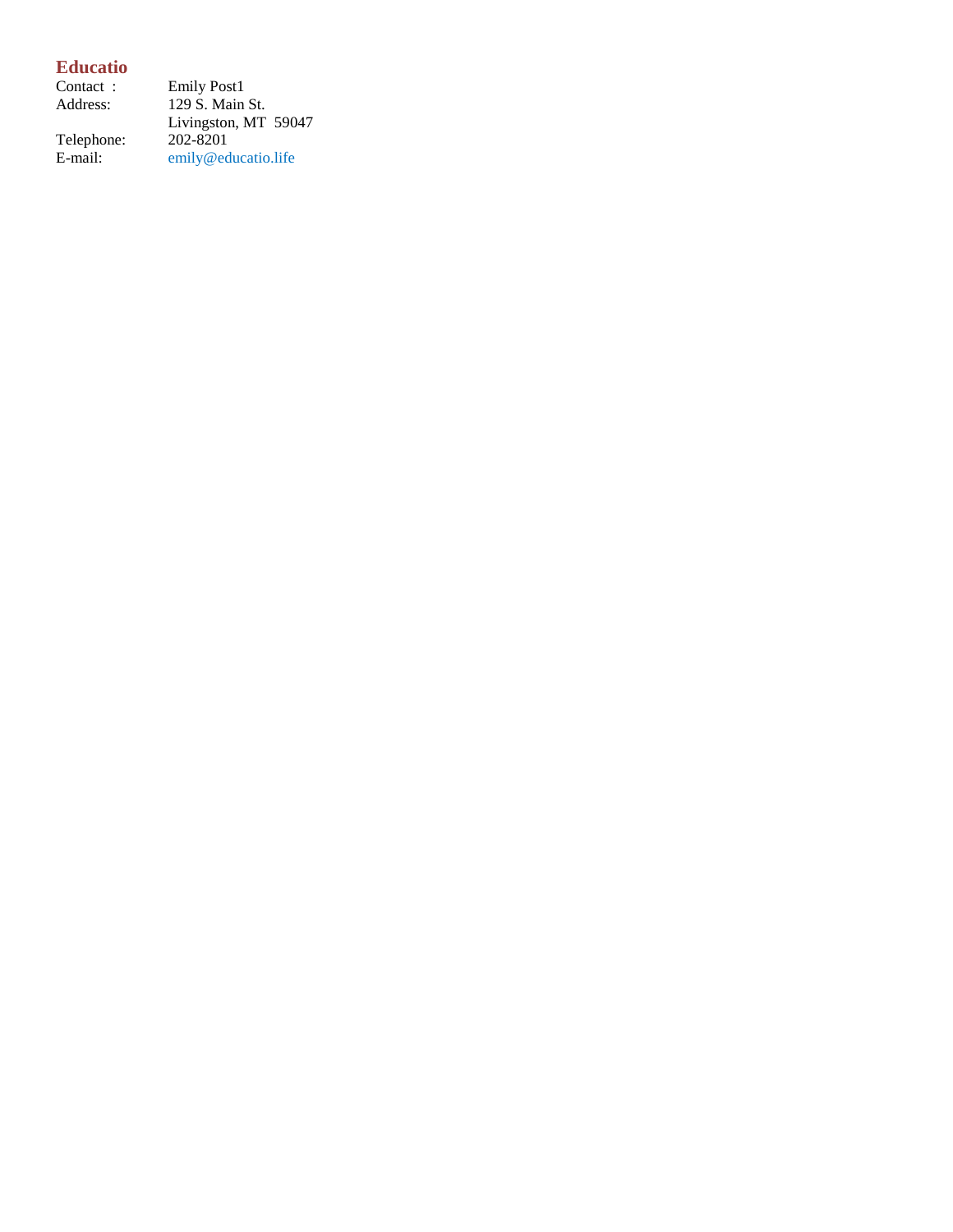**Educatio**

| | |
|---|---|
| Contact : | Emily Post1 |
| Address: | 129 S. Main St. |
| | Livingston, MT  59047 |
| Telephone: | 202-8201 |
| E-mail: | emily@educatio.life |